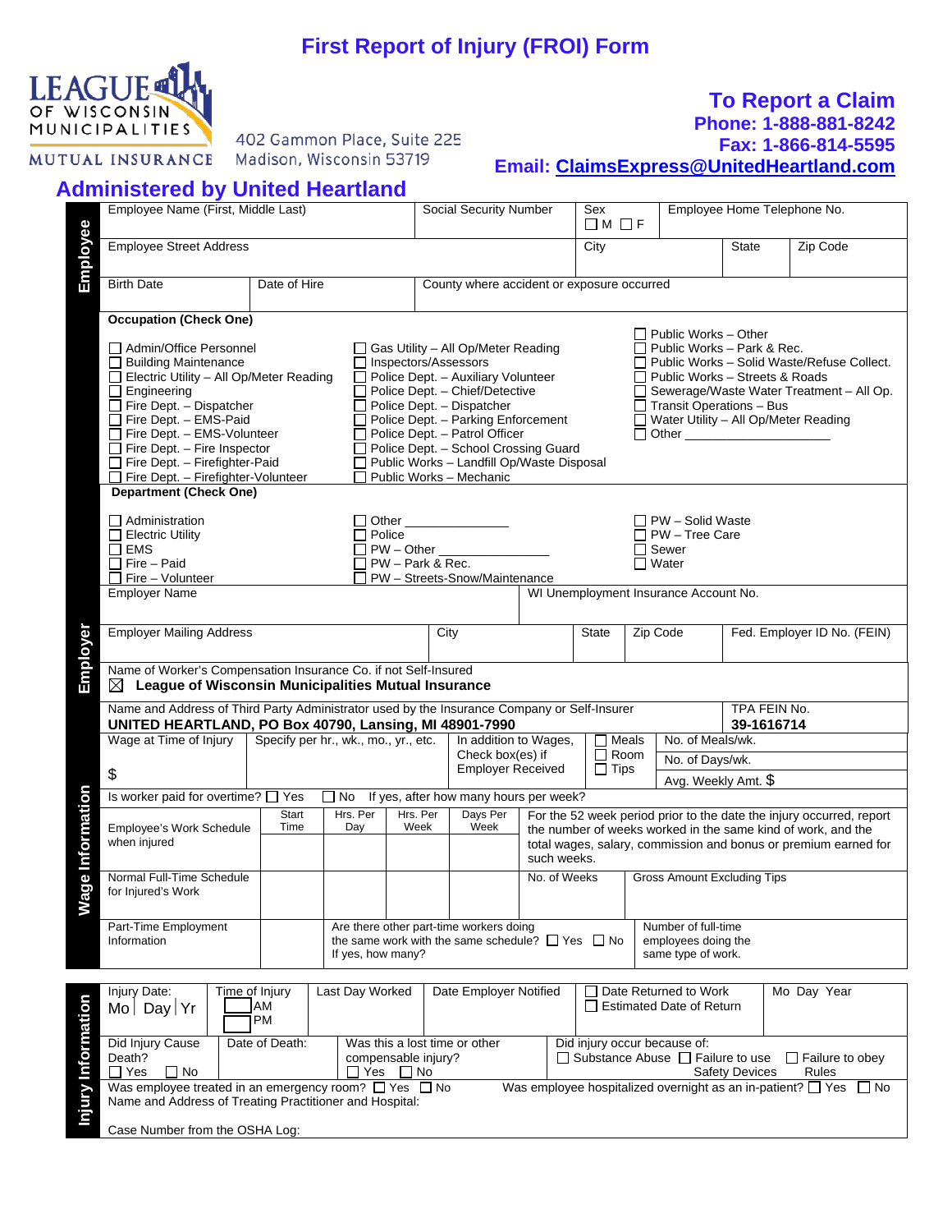# First Report of Injury (FROI) Form

LEAGUE OF WISCONSIN MUNICIPALITIES
MUTUAL INSURANCE

402 Gammon Place, Suite 225
Madison, Wisconsin 53719

## To Report a Claim

**Phone: 1-888-881-8242**
**Fax: 1-866-814-5595**
**Email: ClaimsExpress@UnitedHeartland.com**

## Administered by United Heartland

### Employee

| Employee Name (First, Middle Last) | Social Security Number | Sex ☐ M ☐ F | Employee Home Telephone No. |
|---|---|---|---|
| Employee Street Address | City | State | Zip Code |
| Birth Date | Date of Hire | County where accident or exposure occurred | |

**Occupation (Check One)**

- ☐ Admin/Office Personnel
- ☐ Building Maintenance
- ☐ Electric Utility – All Op/Meter Reading
- ☐ Engineering
- ☐ Fire Dept. – Dispatcher
- ☐ Fire Dept. – EMS-Paid
- ☐ Fire Dept. – EMS-Volunteer
- ☐ Fire Dept. – Fire Inspector
- ☐ Fire Dept. – Firefighter-Paid
- ☐ Fire Dept. – Firefighter-Volunteer
- ☐ Gas Utility – All Op/Meter Reading
- ☐ Inspectors/Assessors
- ☐ Police Dept. – Auxiliary Volunteer
- ☐ Police Dept. – Chief/Detective
- ☐ Police Dept. – Dispatcher
- ☐ Police Dept. – Parking Enforcement
- ☐ Police Dept. – Patrol Officer
- ☐ Police Dept. – School Crossing Guard
- ☐ Public Works – Landfill Op/Waste Disposal
- ☐ Public Works – Mechanic
- ☐ Public Works – Other
- ☐ Public Works – Park & Rec.
- ☐ Public Works – Solid Waste/Refuse Collect.
- ☐ Public Works – Streets & Roads
- ☐ Sewerage/Waste Water Treatment – All Op.
- ☐ Transit Operations – Bus
- ☐ Water Utility – All Op/Meter Reading
- ☐ Other ____________________

**Department (Check One)**

- ☐ Administration
- ☐ Electric Utility
- ☐ EMS
- ☐ Fire – Paid
- ☐ Fire – Volunteer
- ☐ Other _______________
- ☐ Police
- ☐ PW – Other _______________
- ☐ PW – Park & Rec.
- ☐ PW – Streets-Snow/Maintenance
- ☐ PW – Solid Waste
- ☐ PW – Tree Care
- ☐ Sewer
- ☐ Water

### Employer

| Employer Name | | | WI Unemployment Insurance Account No. | |
|---|---|---|---|---|
| Employer Mailing Address | City | State | Zip Code | Fed. Employer ID No. (FEIN) |

Name of Worker's Compensation Insurance Co. if not Self-Insured
☒ **League of Wisconsin Municipalities Mutual Insurance**

| Name and Address of Third Party Administrator used by the Insurance Company or Self-Insurer | TPA FEIN No. |
|---|---|
| **UNITED HEARTLAND, PO Box 40790, Lansing, MI 48901-7990** | **39-1616714** |

### Wage Information

| Wage at Time of Injury | Specify per hr., wk., mo., yr., etc. | In addition to Wages, Check box(es) if Employer Received | ☐ Meals ☐ Room ☐ Tips | No. of Meals/wk. / No. of Days/wk. / Avg. Weekly Amt. $ |
|---|---|---|---|---|
| $ | | | | |

Is worker paid for overtime? ☐ Yes ☐ No If yes, after how many hours per week?

| | Start Time | Hrs. Per Day | Hrs. Per Week | Days Per Week | For the 52 week period prior to the date the injury occurred, report the number of weeks worked in the same kind of work, and the total wages, salary, commission and bonus or premium earned for such weeks. | |
|---|---|---|---|---|---|---|
| Employee's Work Schedule when injured | | | | | | |
| Normal Full-Time Schedule for Injured's Work | | | | | No. of Weeks | Gross Amount Excluding Tips |
| Part-Time Employment Information | | Are there other part-time workers doing the same work with the same schedule? ☐ Yes ☐ No If yes, how many? | | | Number of full-time employees doing the same type of work. | |

### Injury Information

| Injury Date: Mo \| Day \| Yr | Time of Injury ☐ AM ☐ PM | Last Day Worked | Date Employer Notified | ☐ Date Returned to Work ☐ Estimated Date of Return | Mo Day Year |
|---|---|---|---|---|---|

| Did Injury Cause Death? ☐ Yes ☐ No | Date of Death: | Was this a lost time or other compensable injury? ☐ Yes ☐ No | Did injury occur because of: ☐ Substance Abuse ☐ Failure to use Safety Devices ☐ Failure to obey Rules |
|---|---|---|---|

Was employee treated in an emergency room? ☐ Yes ☐ No Was employee hospitalized overnight as an in-patient? ☐ Yes ☐ No

Name and Address of Treating Practitioner and Hospital:

Case Number from the OSHA Log: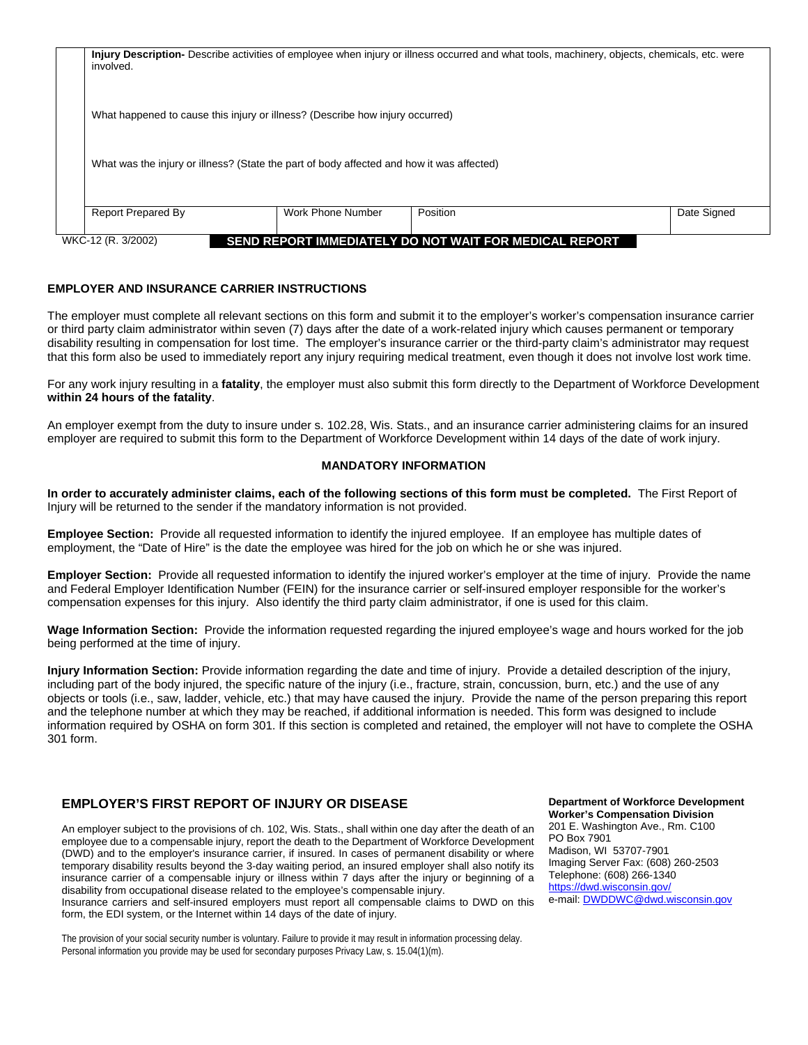| | | | |
|---|---|---|---|
| **Injury Description-** Describe activities of employee when injury or illness occurred and what tools, machinery, objects, chemicals, etc. were involved. | | | |
| What happened to cause this injury or illness? (Describe how injury occurred) | | | |
| What was the injury or illness? (State the part of body affected and how it was affected) | | | |
| Report Prepared By | Work Phone Number | Position | Date Signed |

WKC-12 (R. 3/2002) **SEND REPORT IMMEDIATELY DO NOT WAIT FOR MEDICAL REPORT**

**EMPLOYER AND INSURANCE CARRIER INSTRUCTIONS**

The employer must complete all relevant sections on this form and submit it to the employer's worker's compensation insurance carrier or third party claim administrator within seven (7) days after the date of a work-related injury which causes permanent or temporary disability resulting in compensation for lost time. The employer's insurance carrier or the third-party claim's administrator may request that this form also be used to immediately report any injury requiring medical treatment, even though it does not involve lost work time.

For any work injury resulting in a **fatality**, the employer must also submit this form directly to the Department of Workforce Development **within 24 hours of the fatality**.

An employer exempt from the duty to insure under s. 102.28, Wis. Stats., and an insurance carrier administering claims for an insured employer are required to submit this form to the Department of Workforce Development within 14 days of the date of work injury.

**MANDATORY INFORMATION**

**In order to accurately administer claims, each of the following sections of this form must be completed.** The First Report of Injury will be returned to the sender if the mandatory information is not provided.

**Employee Section:** Provide all requested information to identify the injured employee. If an employee has multiple dates of employment, the "Date of Hire" is the date the employee was hired for the job on which he or she was injured.

**Employer Section:** Provide all requested information to identify the injured worker's employer at the time of injury. Provide the name and Federal Employer Identification Number (FEIN) for the insurance carrier or self-insured employer responsible for the worker's compensation expenses for this injury. Also identify the third party claim administrator, if one is used for this claim.

**Wage Information Section:** Provide the information requested regarding the injured employee's wage and hours worked for the job being performed at the time of injury.

**Injury Information Section:** Provide information regarding the date and time of injury. Provide a detailed description of the injury, including part of the body injured, the specific nature of the injury (i.e., fracture, strain, concussion, burn, etc.) and the use of any objects or tools (i.e., saw, ladder, vehicle, etc.) that may have caused the injury. Provide the name of the person preparing this report and the telephone number at which they may be reached, if additional information is needed. This form was designed to include information required by OSHA on form 301. If this section is completed and retained, the employer will not have to complete the OSHA 301 form.

## EMPLOYER'S FIRST REPORT OF INJURY OR DISEASE

An employer subject to the provisions of ch. 102, Wis. Stats., shall within one day after the death of an employee due to a compensable injury, report the death to the Department of Workforce Development (DWD) and to the employer's insurance carrier, if insured. In cases of permanent disability or where temporary disability results beyond the 3-day waiting period, an insured employer shall also notify its insurance carrier of a compensable injury or illness within 7 days after the injury or beginning of a disability from occupational disease related to the employee's compensable injury.
Insurance carriers and self-insured employers must report all compensable claims to DWD on this form, the EDI system, or the Internet within 14 days of the date of injury.

The provision of your social security number is voluntary. Failure to provide it may result in information processing delay. Personal information you provide may be used for secondary purposes Privacy Law, s. 15.04(1)(m).

**Department of Workforce Development**
**Worker's Compensation Division**
201 E. Washington Ave., Rm. C100
PO Box 7901
Madison, WI 53707-7901
Imaging Server Fax: (608) 260-2503
Telephone: (608) 266-1340
https://dwd.wisconsin.gov/
e-mail: DWDDWC@dwd.wisconsin.gov